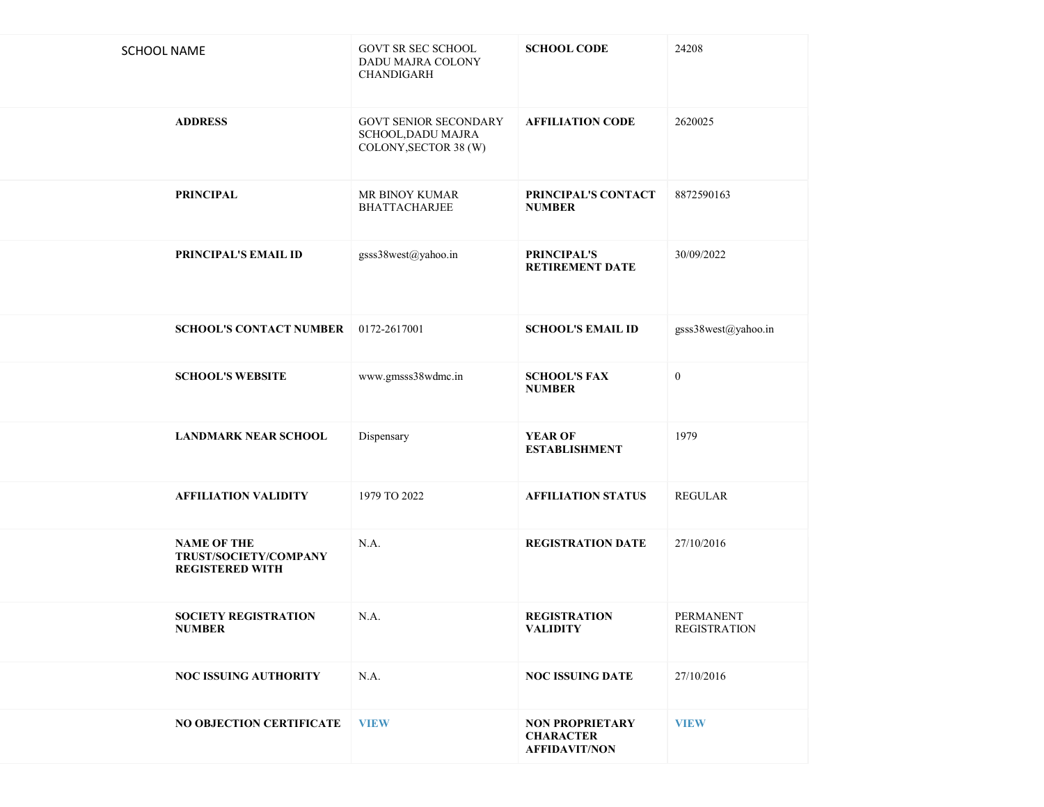| SCHOOL NAME | GOVT SR SEC SCHOOL DADU MAJRA COLONY CHANDIGARH | **SCHOOL CODE** | 24208 |
|---|---|---|---|
| **ADDRESS** | GOVT SENIOR SECONDARY SCHOOL,DADU MAJRA COLONY,SECTOR 38 (W) | **AFFILIATION CODE** | 2620025 |
| **PRINCIPAL** | MR BINOY KUMAR BHATTACHARJEE | **PRINCIPAL'S CONTACT NUMBER** | 8872590163 |
| **PRINCIPAL'S EMAIL ID** | gsss38west@yahoo.in | **PRINCIPAL'S RETIREMENT DATE** | 30/09/2022 |
| **SCHOOL'S CONTACT NUMBER** | 0172-2617001 | **SCHOOL'S EMAIL ID** | gsss38west@yahoo.in |
| **SCHOOL'S WEBSITE** | www.gmsss38wdmc.in | **SCHOOL'S FAX NUMBER** | 0 |
| **LANDMARK NEAR SCHOOL** | Dispensary | **YEAR OF ESTABLISHMENT** | 1979 |
| **AFFILIATION VALIDITY** | 1979 TO 2022 | **AFFILIATION STATUS** | REGULAR |
| **NAME OF THE TRUST/SOCIETY/COMPANY REGISTERED WITH** | N.A. | **REGISTRATION DATE** | 27/10/2016 |
| **SOCIETY REGISTRATION NUMBER** | N.A. | **REGISTRATION VALIDITY** | PERMANENT REGISTRATION |
| **NOC ISSUING AUTHORITY** | N.A. | **NOC ISSUING DATE** | 27/10/2016 |
| **NO OBJECTION CERTIFICATE** | **VIEW** | **NON PROPRIETARY CHARACTER AFFIDAVIT/NON** | **VIEW** |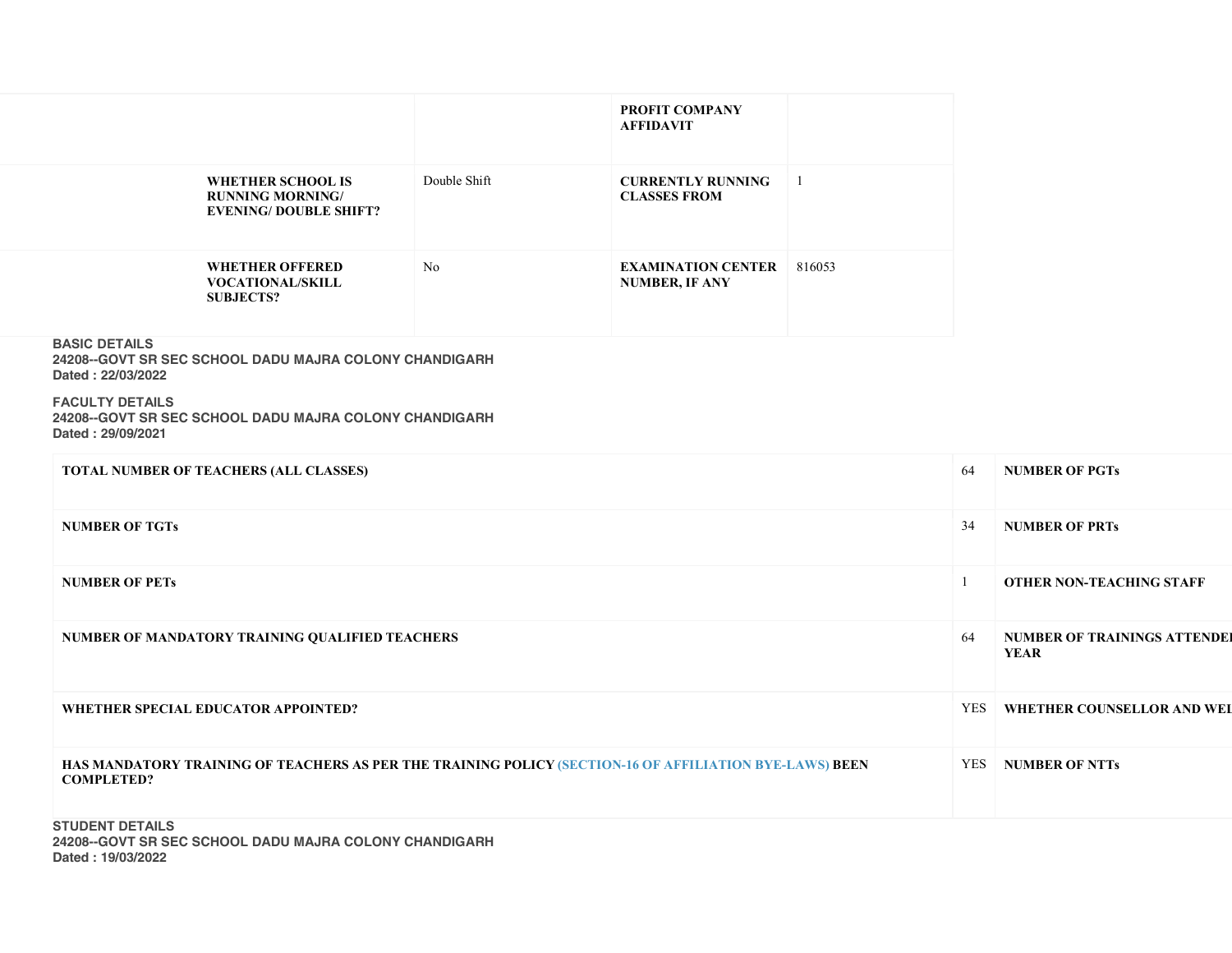| | | PROFIT COMPANY AFFIDAVIT | |
|---|---|---|---|
| WHETHER SCHOOL IS RUNNING MORNING/ EVENING/ DOUBLE SHIFT? | Double Shift | CURRENTLY RUNNING CLASSES FROM | 1 |
| WHETHER OFFERED VOCATIONAL/SKILL SUBJECTS? | No | EXAMINATION CENTER NUMBER, IF ANY | 816053 |

**BASIC DETAILS**
**24208--GOVT SR SEC SCHOOL DADU MAJRA COLONY CHANDIGARH**
**Dated : 22/03/2022**

**FACULTY DETAILS**
**24208--GOVT SR SEC SCHOOL DADU MAJRA COLONY CHANDIGARH**
**Dated : 29/09/2021**

| | | |
|---|---|---|
| TOTAL NUMBER OF TEACHERS (ALL CLASSES) | 64 | NUMBER OF PGTs |
| NUMBER OF TGTs | 34 | NUMBER OF PRTs |
| NUMBER OF PETs | 1 | OTHER NON-TEACHING STAFF |
| NUMBER OF MANDATORY TRAINING QUALIFIED TEACHERS | 64 | NUMBER OF TRAININGS ATTENDEI YEAR |
| WHETHER SPECIAL EDUCATOR APPOINTED? | YES | WHETHER COUNSELLOR AND WEL |
| HAS MANDATORY TRAINING OF TEACHERS AS PER THE TRAINING POLICY (SECTION-16 OF AFFILIATION BYE-LAWS) BEEN COMPLETED? | YES | NUMBER OF NTTs |

**STUDENT DETAILS**
**24208--GOVT SR SEC SCHOOL DADU MAJRA COLONY CHANDIGARH**
**Dated : 19/03/2022**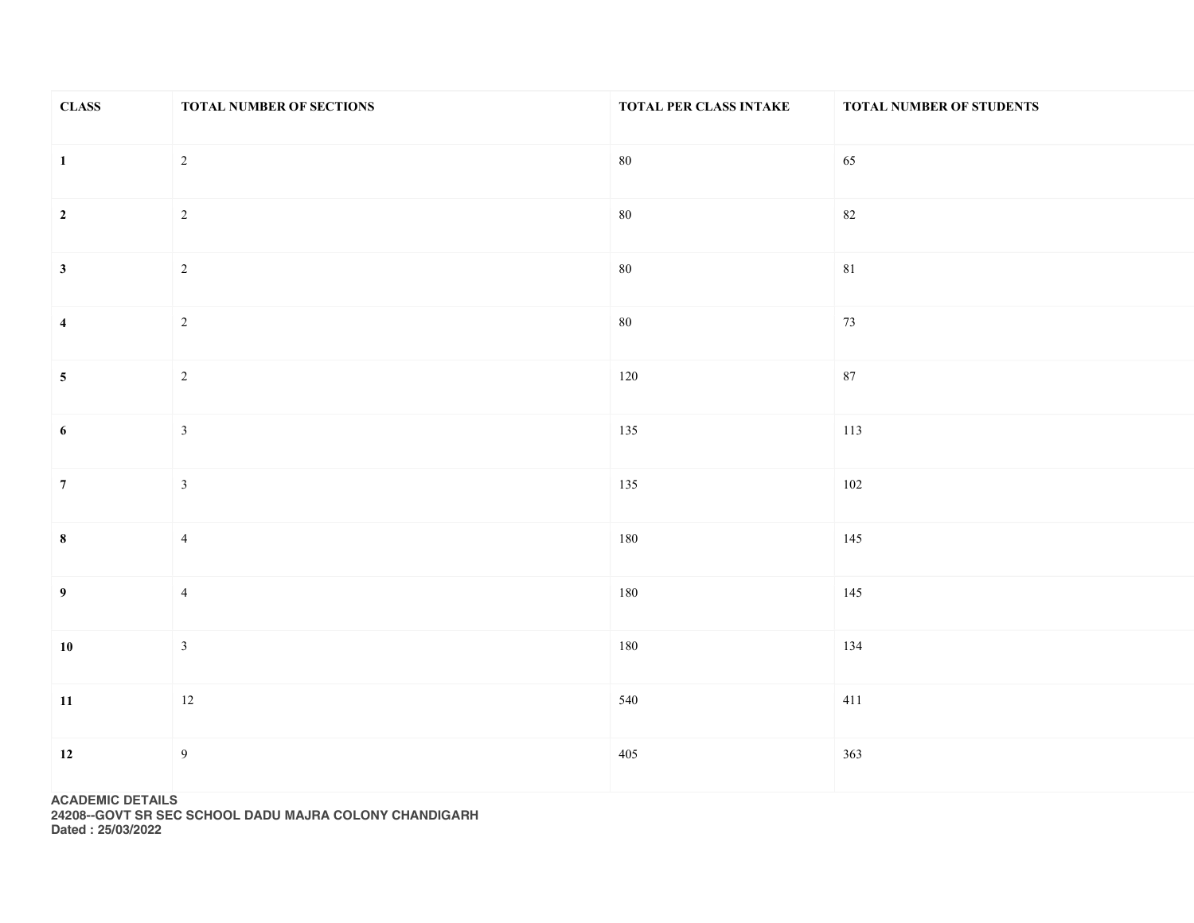| CLASS | TOTAL NUMBER OF SECTIONS | TOTAL PER CLASS INTAKE | TOTAL NUMBER OF STUDENTS |
|---|---|---|---|
| **1** | 2 | 80 | 65 |
| **2** | 2 | 80 | 82 |
| **3** | 2 | 80 | 81 |
| **4** | 2 | 80 | 73 |
| **5** | 2 | 120 | 87 |
| **6** | 3 | 135 | 113 |
| **7** | 3 | 135 | 102 |
| **8** | 4 | 180 | 145 |
| **9** | 4 | 180 | 145 |
| **10** | 3 | 180 | 134 |
| **11** | 12 | 540 | 411 |
| **12** | 9 | 405 | 363 |

**ACADEMIC DETAILS**
**24208--GOVT SR SEC SCHOOL DADU MAJRA COLONY CHANDIGARH**
**Dated : 25/03/2022**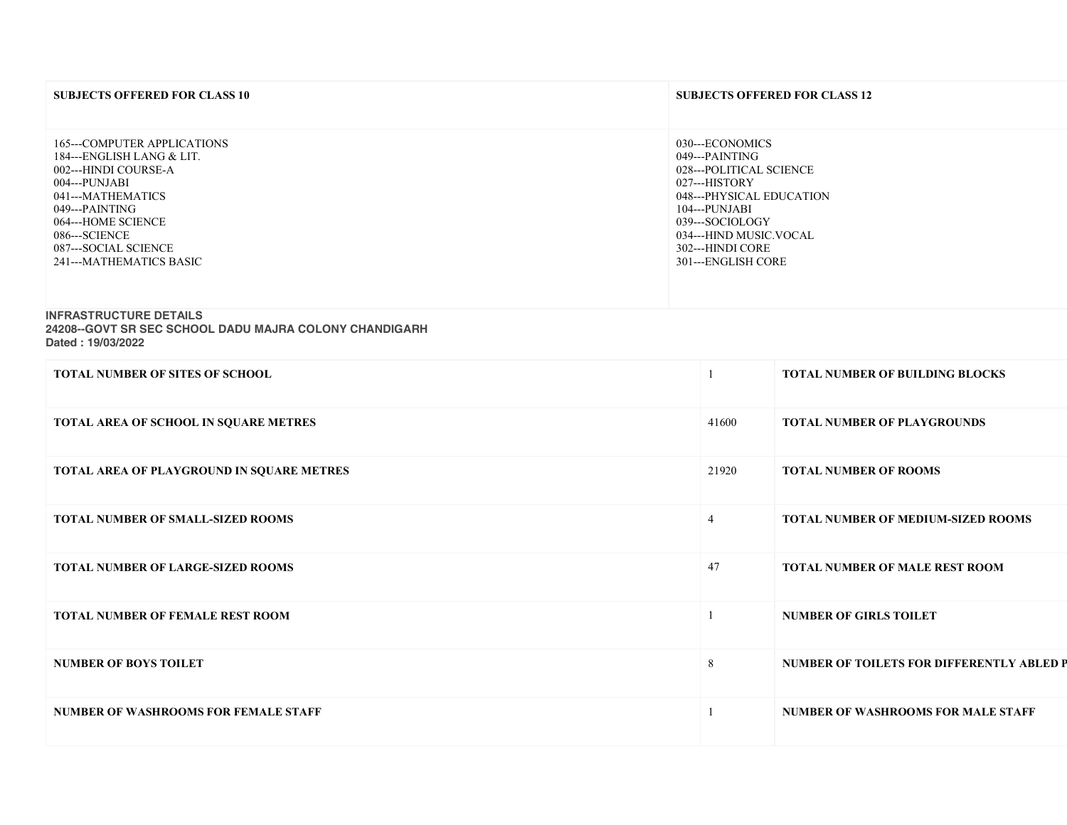| SUBJECTS OFFERED FOR CLASS 10 | SUBJECTS OFFERED FOR CLASS 12 |
| --- | --- |
| 165---COMPUTER APPLICATIONS<br>184---ENGLISH LANG & LIT.<br>002---HINDI COURSE-A<br>004---PUNJABI<br>041---MATHEMATICS<br>049---PAINTING<br>064---HOME SCIENCE<br>086---SCIENCE<br>087---SOCIAL SCIENCE<br>241---MATHEMATICS BASIC | 030---ECONOMICS<br>049---PAINTING<br>028---POLITICAL SCIENCE<br>027---HISTORY<br>048---PHYSICAL EDUCATION<br>104---PUNJABI<br>039---SOCIOLOGY<br>034---HIND MUSIC.VOCAL<br>302---HINDI CORE<br>301---ENGLISH CORE |

**INFRASTRUCTURE DETAILS**
**24208--GOVT SR SEC SCHOOL DADU MAJRA COLONY CHANDIGARH**
**Dated : 19/03/2022**

| | | |
| --- | --- | --- |
| **TOTAL NUMBER OF SITES OF SCHOOL** | 1 | **TOTAL NUMBER OF BUILDING BLOCKS** |
| **TOTAL AREA OF SCHOOL IN SQUARE METRES** | 41600 | **TOTAL NUMBER OF PLAYGROUNDS** |
| **TOTAL AREA OF PLAYGROUND IN SQUARE METRES** | 21920 | **TOTAL NUMBER OF ROOMS** |
| **TOTAL NUMBER OF SMALL-SIZED ROOMS** | 4 | **TOTAL NUMBER OF MEDIUM-SIZED ROOMS** |
| **TOTAL NUMBER OF LARGE-SIZED ROOMS** | 47 | **TOTAL NUMBER OF MALE REST ROOM** |
| **TOTAL NUMBER OF FEMALE REST ROOM** | 1 | **NUMBER OF GIRLS TOILET** |
| **NUMBER OF BOYS TOILET** | 8 | **NUMBER OF TOILETS FOR DIFFERENTLY ABLED P** |
| **NUMBER OF WASHROOMS FOR FEMALE STAFF** | 1 | **NUMBER OF WASHROOMS FOR MALE STAFF** |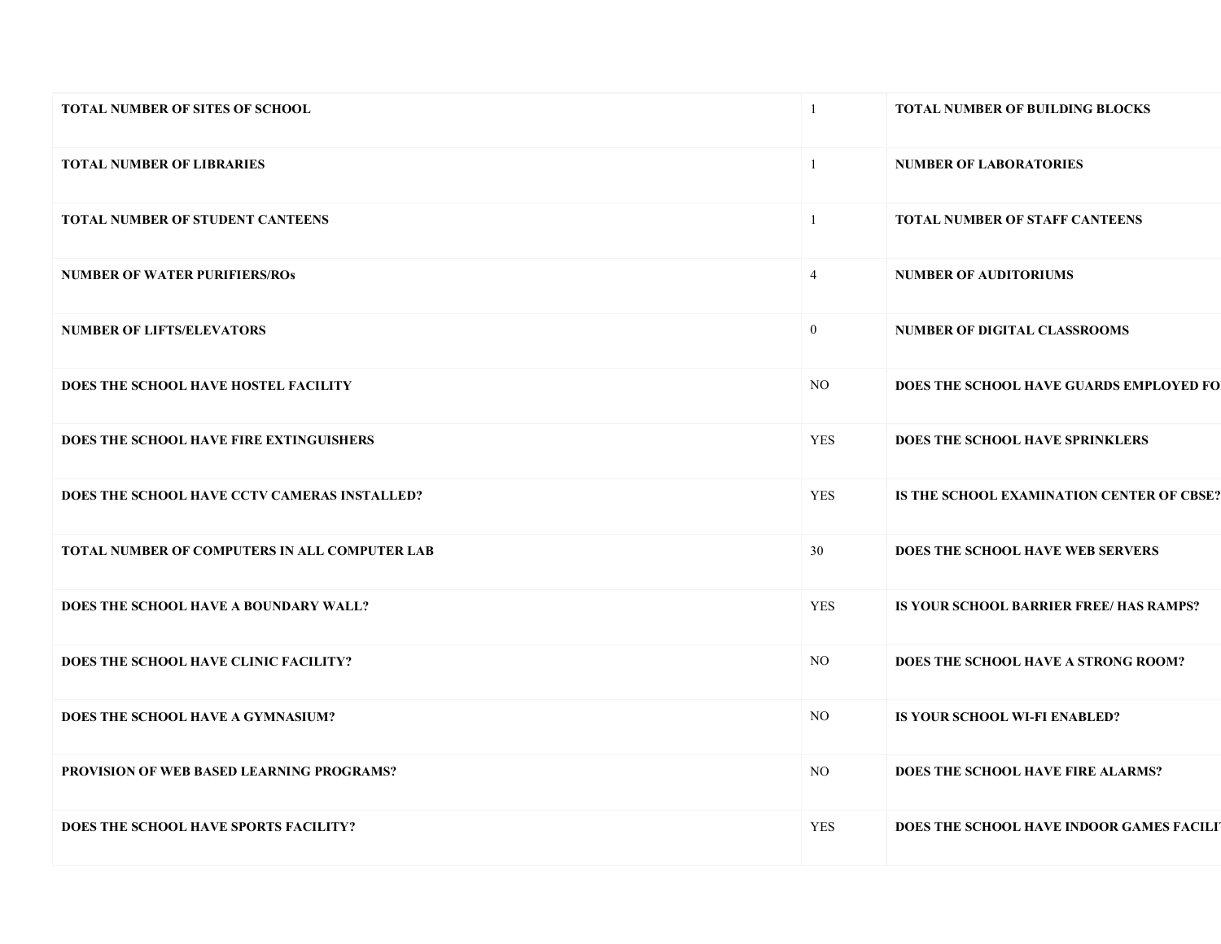| | | | |
|---|---|---|---|
| **TOTAL NUMBER OF SITES OF SCHOOL** | 1 | **TOTAL NUMBER OF BUILDING BLOCKS** | |
| **TOTAL NUMBER OF LIBRARIES** | 1 | **NUMBER OF LABORATORIES** | |
| **TOTAL NUMBER OF STUDENT CANTEENS** | 1 | **TOTAL NUMBER OF STAFF CANTEENS** | |
| **NUMBER OF WATER PURIFIERS/ROs** | 4 | **NUMBER OF AUDITORIUMS** | |
| **NUMBER OF LIFTS/ELEVATORS** | 0 | **NUMBER OF DIGITAL CLASSROOMS** | |
| **DOES THE SCHOOL HAVE HOSTEL FACILITY** | NO | **DOES THE SCHOOL HAVE GUARDS EMPLOYED FO** | |
| **DOES THE SCHOOL HAVE FIRE EXTINGUISHERS** | YES | **DOES THE SCHOOL HAVE SPRINKLERS** | |
| **DOES THE SCHOOL HAVE CCTV CAMERAS INSTALLED?** | YES | **IS THE SCHOOL EXAMINATION CENTER OF CBSE?** | |
| **TOTAL NUMBER OF COMPUTERS IN ALL COMPUTER LAB** | 30 | **DOES THE SCHOOL HAVE WEB SERVERS** | |
| **DOES THE SCHOOL HAVE A BOUNDARY WALL?** | YES | **IS YOUR SCHOOL BARRIER FREE/ HAS RAMPS?** | |
| **DOES THE SCHOOL HAVE CLINIC FACILITY?** | NO | **DOES THE SCHOOL HAVE A STRONG ROOM?** | |
| **DOES THE SCHOOL HAVE A GYMNASIUM?** | NO | **IS YOUR SCHOOL WI-FI ENABLED?** | |
| **PROVISION OF WEB BASED LEARNING PROGRAMS?** | NO | **DOES THE SCHOOL HAVE FIRE ALARMS?** | |
| **DOES THE SCHOOL HAVE SPORTS FACILITY?** | YES | **DOES THE SCHOOL HAVE INDOOR GAMES FACILI** | |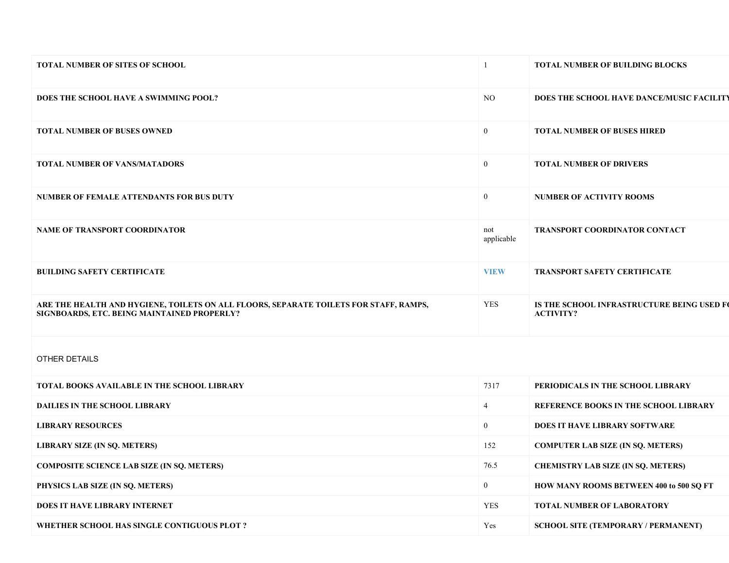| | | | |
|---|---|---|---|
| **TOTAL NUMBER OF SITES OF SCHOOL** | 1 | **TOTAL NUMBER OF BUILDING BLOCKS** | |
| **DOES THE SCHOOL HAVE A SWIMMING POOL?** | NO | **DOES THE SCHOOL HAVE DANCE/MUSIC FACILITY** | |
| **TOTAL NUMBER OF BUSES OWNED** | 0 | **TOTAL NUMBER OF BUSES HIRED** | |
| **TOTAL NUMBER OF VANS/MATADORS** | 0 | **TOTAL NUMBER OF DRIVERS** | |
| **NUMBER OF FEMALE ATTENDANTS FOR BUS DUTY** | 0 | **NUMBER OF ACTIVITY ROOMS** | |
| **NAME OF TRANSPORT COORDINATOR** | not applicable | **TRANSPORT COORDINATOR CONTACT** | |
| **BUILDING SAFETY CERTIFICATE** | VIEW | **TRANSPORT SAFETY CERTIFICATE** | |
| **ARE THE HEALTH AND HYGIENE, TOILETS ON ALL FLOORS, SEPARATE TOILETS FOR STAFF, RAMPS, SIGNBOARDS, ETC. BEING MAINTAINED PROPERLY?** | YES | **IS THE SCHOOL INFRASTRUCTURE BEING USED FO ACTIVITY?** | |

OTHER DETAILS

| | | | |
|---|---|---|---|
| **TOTAL BOOKS AVAILABLE IN THE SCHOOL LIBRARY** | 7317 | **PERIODICALS IN THE SCHOOL LIBRARY** | |
| **DAILIES IN THE SCHOOL LIBRARY** | 4 | **REFERENCE BOOKS IN THE SCHOOL LIBRARY** | |
| **LIBRARY RESOURCES** | 0 | **DOES IT HAVE LIBRARY SOFTWARE** | |
| **LIBRARY SIZE (IN SQ. METERS)** | 152 | **COMPUTER LAB SIZE (IN SQ. METERS)** | |
| **COMPOSITE SCIENCE LAB SIZE (IN SQ. METERS)** | 76.5 | **CHEMISTRY LAB SIZE (IN SQ. METERS)** | |
| **PHYSICS LAB SIZE (IN SQ. METERS)** | 0 | **HOW MANY ROOMS BETWEEN 400 to 500 SQ FT** | |
| **DOES IT HAVE LIBRARY INTERNET** | YES | **TOTAL NUMBER OF LABORATORY** | |
| **WHETHER SCHOOL HAS SINGLE CONTIGUOUS PLOT ?** | Yes | **SCHOOL SITE (TEMPORARY / PERMANENT)** | |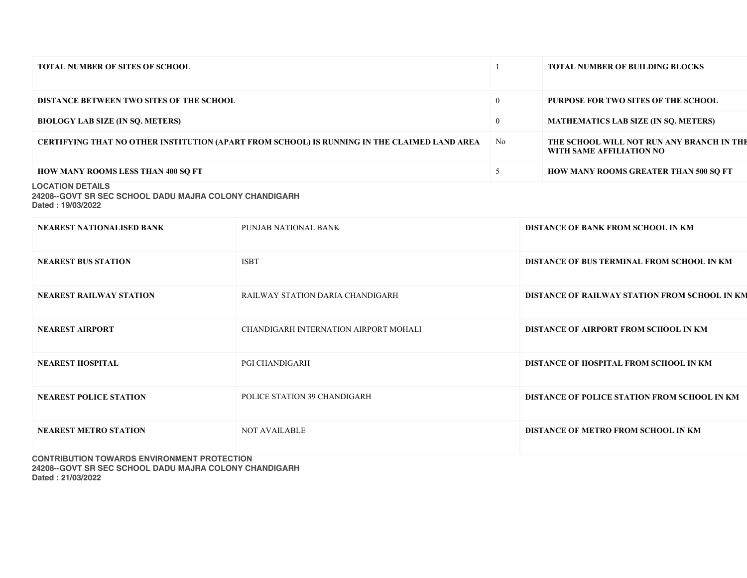| TOTAL NUMBER OF SITES OF SCHOOL | 1 | TOTAL NUMBER OF BUILDING BLOCKS |
|---|---|---|
| DISTANCE BETWEEN TWO SITES OF THE SCHOOL | 0 | PURPOSE FOR TWO SITES OF THE SCHOOL |
| BIOLOGY LAB SIZE (IN SQ. METERS) | 0 | MATHEMATICS LAB SIZE (IN SQ. METERS) |
| CERTIFYING THAT NO OTHER INSTITUTION (APART FROM SCHOOL) IS RUNNING IN THE CLAIMED LAND AREA | No | THE SCHOOL WILL NOT RUN ANY BRANCH IN THE WITH SAME AFFILIATION NO |
| HOW MANY ROOMS LESS THAN 400 SQ FT | 5 | HOW MANY ROOMS GREATER THAN 500 SQ FT |

**LOCATION DETAILS**
**24208--GOVT SR SEC SCHOOL DADU MAJRA COLONY CHANDIGARH**
**Dated : 19/03/2022**

| NEAREST NATIONALISED BANK | PUNJAB NATIONAL BANK | DISTANCE OF BANK FROM SCHOOL IN KM |
|---|---|---|
| NEAREST BUS STATION | ISBT | DISTANCE OF BUS TERMINAL FROM SCHOOL IN KM |
| NEAREST RAILWAY STATION | RAILWAY STATION DARIA CHANDIGARH | DISTANCE OF RAILWAY STATION FROM SCHOOL IN KM |
| NEAREST AIRPORT | CHANDIGARH INTERNATION AIRPORT MOHALI | DISTANCE OF AIRPORT FROM SCHOOL IN KM |
| NEAREST HOSPITAL | PGI CHANDIGARH | DISTANCE OF HOSPITAL FROM SCHOOL IN KM |
| NEAREST POLICE STATION | POLICE STATION 39 CHANDIGARH | DISTANCE OF POLICE STATION FROM SCHOOL IN KM |
| NEAREST METRO STATION | NOT AVAILABLE | DISTANCE OF METRO FROM SCHOOL IN KM |

**CONTRIBUTION TOWARDS ENVIRONMENT PROTECTION**
**24208--GOVT SR SEC SCHOOL DADU MAJRA COLONY CHANDIGARH**
**Dated : 21/03/2022**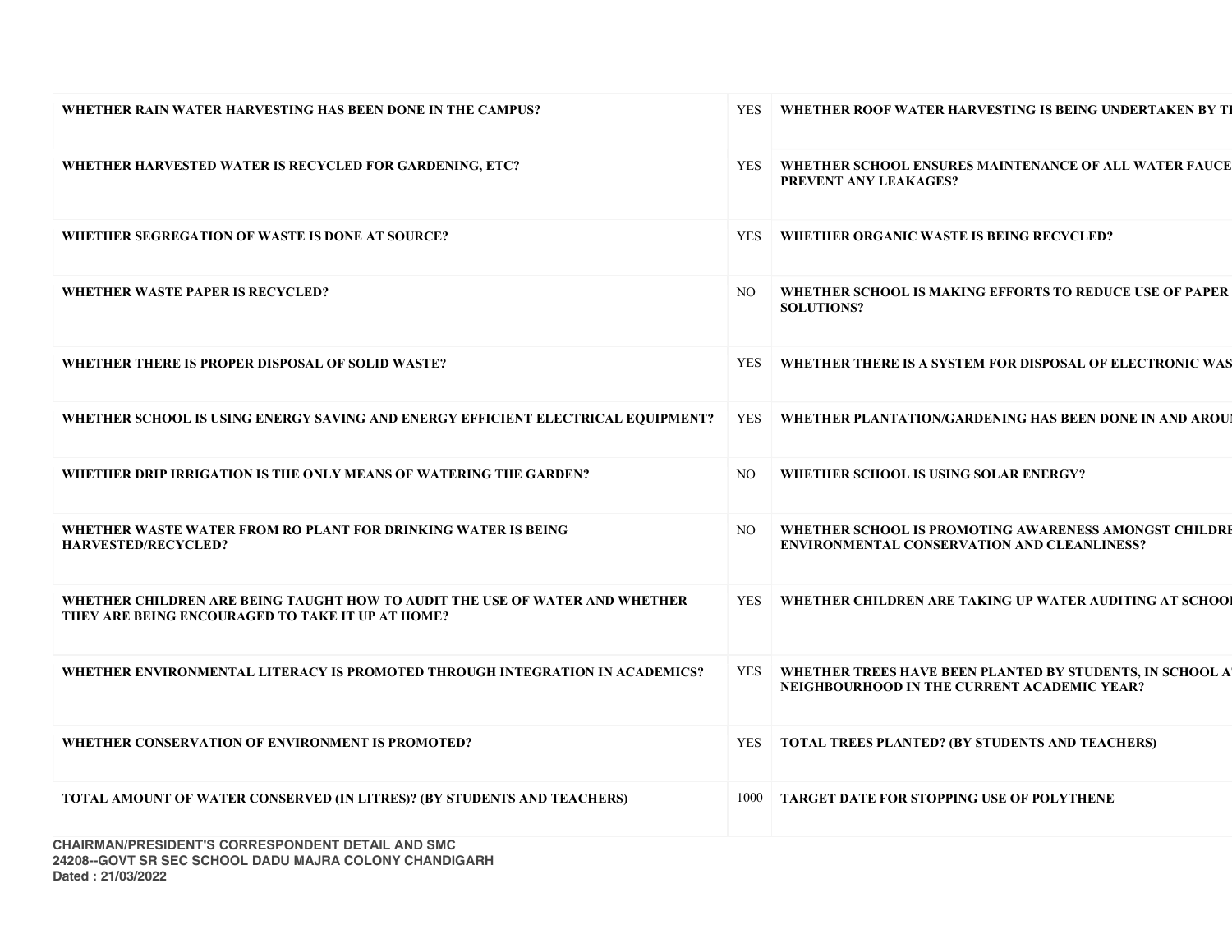| | | |
|---|---|---|
| WHETHER RAIN WATER HARVESTING HAS BEEN DONE IN THE CAMPUS? | YES | WHETHER ROOF WATER HARVESTING IS BEING UNDERTAKEN BY TI |
| WHETHER HARVESTED WATER IS RECYCLED FOR GARDENING, ETC? | YES | WHETHER SCHOOL ENSURES MAINTENANCE OF ALL WATER FAUCE PREVENT ANY LEAKAGES? |
| WHETHER SEGREGATION OF WASTE IS DONE AT SOURCE? | YES | WHETHER ORGANIC WASTE IS BEING RECYCLED? |
| WHETHER WASTE PAPER IS RECYCLED? | NO | WHETHER SCHOOL IS MAKING EFFORTS TO REDUCE USE OF PAPER SOLUTIONS? |
| WHETHER THERE IS PROPER DISPOSAL OF SOLID WASTE? | YES | WHETHER THERE IS A SYSTEM FOR DISPOSAL OF ELECTRONIC WAS |
| WHETHER SCHOOL IS USING ENERGY SAVING AND ENERGY EFFICIENT ELECTRICAL EQUIPMENT? | YES | WHETHER PLANTATION/GARDENING HAS BEEN DONE IN AND AROUI |
| WHETHER DRIP IRRIGATION IS THE ONLY MEANS OF WATERING THE GARDEN? | NO | WHETHER SCHOOL IS USING SOLAR ENERGY? |
| WHETHER WASTE WATER FROM RO PLANT FOR DRINKING WATER IS BEING HARVESTED/RECYCLED? | NO | WHETHER SCHOOL IS PROMOTING AWARENESS AMONGST CHILDRE ENVIRONMENTAL CONSERVATION AND CLEANLINESS? |
| WHETHER CHILDREN ARE BEING TAUGHT HOW TO AUDIT THE USE OF WATER AND WHETHER THEY ARE BEING ENCOURAGED TO TAKE IT UP AT HOME? | YES | WHETHER CHILDREN ARE TAKING UP WATER AUDITING AT SCHOOI |
| WHETHER ENVIRONMENTAL LITERACY IS PROMOTED THROUGH INTEGRATION IN ACADEMICS? | YES | WHETHER TREES HAVE BEEN PLANTED BY STUDENTS, IN SCHOOL A NEIGHBOURHOOD IN THE CURRENT ACADEMIC YEAR? |
| WHETHER CONSERVATION OF ENVIRONMENT IS PROMOTED? | YES | TOTAL TREES PLANTED? (BY STUDENTS AND TEACHERS) |
| TOTAL AMOUNT OF WATER CONSERVED (IN LITRES)? (BY STUDENTS AND TEACHERS) | 1000 | TARGET DATE FOR STOPPING USE OF POLYTHENE |

**CHAIRMAN/PRESIDENT'S CORRESPONDENT DETAIL AND SMC**
**24208--GOVT SR SEC SCHOOL DADU MAJRA COLONY CHANDIGARH**
**Dated : 21/03/2022**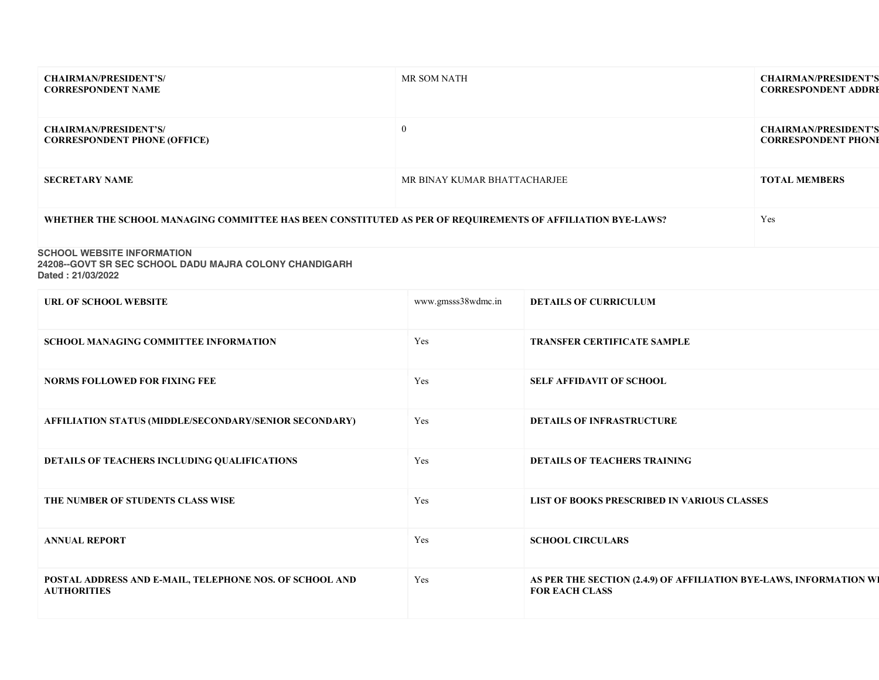| CHAIRMAN/PRESIDENT'S/ CORRESPONDENT NAME | MR SOM NATH | CHAIRMAN/PRESIDENT'S CORRESPONDENT ADDRE |
|---|---|---|
| CHAIRMAN/PRESIDENT'S/ CORRESPONDENT PHONE (OFFICE) | 0 | CHAIRMAN/PRESIDENT'S CORRESPONDENT PHONE |
| SECRETARY NAME | MR BINAY KUMAR BHATTACHARJEE | TOTAL MEMBERS |
| WHETHER THE SCHOOL MANAGING COMMITTEE HAS BEEN CONSTITUTED AS PER OF REQUIREMENTS OF AFFILIATION BYE-LAWS? | | Yes |

**SCHOOL WEBSITE INFORMATION**
**24208--GOVT SR SEC SCHOOL DADU MAJRA COLONY CHANDIGARH**
**Dated : 21/03/2022**

| URL OF SCHOOL WEBSITE | www.gmsss38wdmc.in | DETAILS OF CURRICULUM |
|---|---|---|
| SCHOOL MANAGING COMMITTEE INFORMATION | Yes | TRANSFER CERTIFICATE SAMPLE |
| NORMS FOLLOWED FOR FIXING FEE | Yes | SELF AFFIDAVIT OF SCHOOL |
| AFFILIATION STATUS (MIDDLE/SECONDARY/SENIOR SECONDARY) | Yes | DETAILS OF INFRASTRUCTURE |
| DETAILS OF TEACHERS INCLUDING QUALIFICATIONS | Yes | DETAILS OF TEACHERS TRAINING |
| THE NUMBER OF STUDENTS CLASS WISE | Yes | LIST OF BOOKS PRESCRIBED IN VARIOUS CLASSES |
| ANNUAL REPORT | Yes | SCHOOL CIRCULARS |
| POSTAL ADDRESS AND E-MAIL, TELEPHONE NOS. OF SCHOOL AND AUTHORITIES | Yes | AS PER THE SECTION (2.4.9) OF AFFILIATION BYE-LAWS, INFORMATION WI FOR EACH CLASS |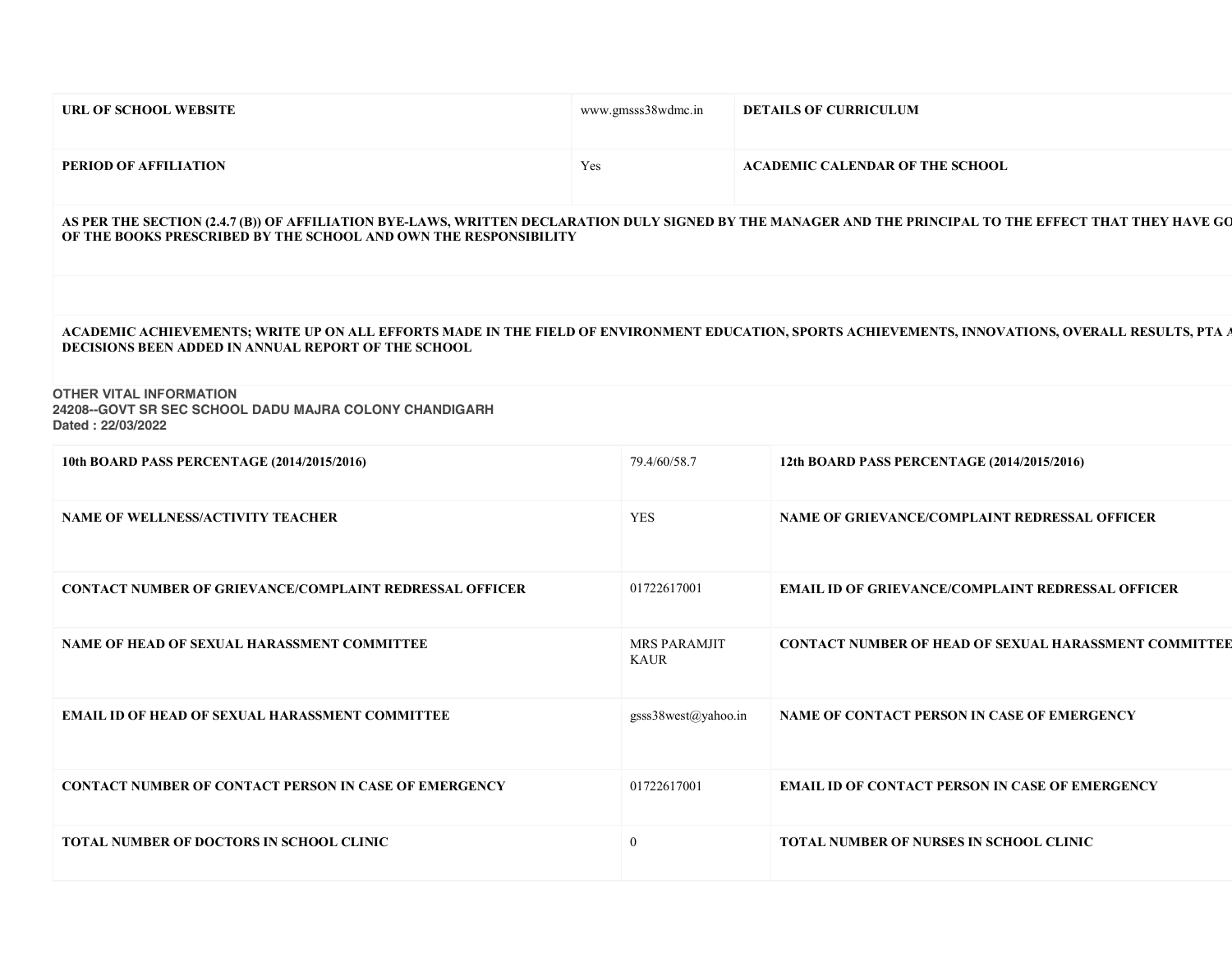| URL OF SCHOOL WEBSITE | www.gmsss38wdmc.in | DETAILS OF CURRICULUM |
|---|---|---|
| PERIOD OF AFFILIATION | Yes | ACADEMIC CALENDAR OF THE SCHOOL |
| AS PER THE SECTION (2.4.7 (B)) OF AFFILIATION BYE-LAWS, WRITTEN DECLARATION DULY SIGNED BY THE MANAGER AND THE PRINCIPAL TO THE EFFECT THAT THEY HAVE GO OF THE BOOKS PRESCRIBED BY THE SCHOOL AND OWN THE RESPONSIBILITY | | |
| | | |
| ACADEMIC ACHIEVEMENTS; WRITE UP ON ALL EFFORTS MADE IN THE FIELD OF ENVIRONMENT EDUCATION, SPORTS ACHIEVEMENTS, INNOVATIONS, OVERALL RESULTS, PTA A DECISIONS BEEN ADDED IN ANNUAL REPORT OF THE SCHOOL | | |

**OTHER VITAL INFORMATION**
**24208--GOVT SR SEC SCHOOL DADU MAJRA COLONY CHANDIGARH**
**Dated : 22/03/2022**

| 10th BOARD PASS PERCENTAGE (2014/2015/2016) | 79.4/60/58.7 | 12th BOARD PASS PERCENTAGE (2014/2015/2016) |
|---|---|---|
| NAME OF WELLNESS/ACTIVITY TEACHER | YES | NAME OF GRIEVANCE/COMPLAINT REDRESSAL OFFICER |
| CONTACT NUMBER OF GRIEVANCE/COMPLAINT REDRESSAL OFFICER | 01722617001 | EMAIL ID OF GRIEVANCE/COMPLAINT REDRESSAL OFFICER |
| NAME OF HEAD OF SEXUAL HARASSMENT COMMITTEE | MRS PARAMJIT KAUR | CONTACT NUMBER OF HEAD OF SEXUAL HARASSMENT COMMITTEE |
| EMAIL ID OF HEAD OF SEXUAL HARASSMENT COMMITTEE | gsss38west@yahoo.in | NAME OF CONTACT PERSON IN CASE OF EMERGENCY |
| CONTACT NUMBER OF CONTACT PERSON IN CASE OF EMERGENCY | 01722617001 | EMAIL ID OF CONTACT PERSON IN CASE OF EMERGENCY |
| TOTAL NUMBER OF DOCTORS IN SCHOOL CLINIC | 0 | TOTAL NUMBER OF NURSES IN SCHOOL CLINIC |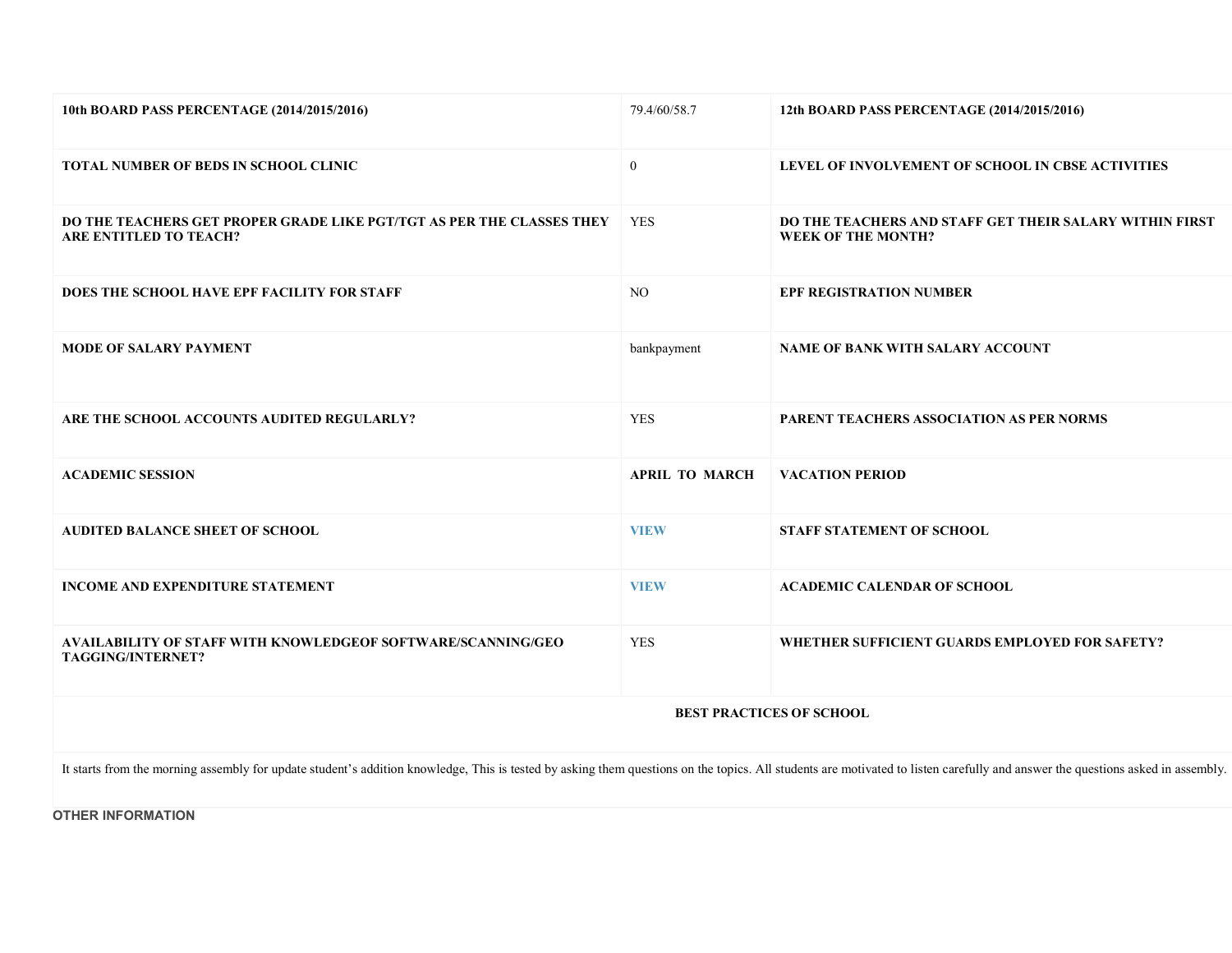| | | | |
|---|---|---|---|
| **10th BOARD PASS PERCENTAGE (2014/2015/2016)** | 79.4/60/58.7 | **12th BOARD PASS PERCENTAGE (2014/2015/2016)** | |
| **TOTAL NUMBER OF BEDS IN SCHOOL CLINIC** | 0 | **LEVEL OF INVOLVEMENT OF SCHOOL IN CBSE ACTIVITIES** | |
| **DO THE TEACHERS GET PROPER GRADE LIKE PGT/TGT AS PER THE CLASSES THEY ARE ENTITLED TO TEACH?** | YES | **DO THE TEACHERS AND STAFF GET THEIR SALARY WITHIN FIRST WEEK OF THE MONTH?** | |
| **DOES THE SCHOOL HAVE EPF FACILITY FOR STAFF** | NO | **EPF REGISTRATION NUMBER** | |
| **MODE OF SALARY PAYMENT** | bankpayment | **NAME OF BANK WITH SALARY ACCOUNT** | |
| **ARE THE SCHOOL ACCOUNTS AUDITED REGULARLY?** | YES | **PARENT TEACHERS ASSOCIATION AS PER NORMS** | |
| **ACADEMIC SESSION** | **APRIL TO MARCH** | **VACATION PERIOD** | |
| **AUDITED BALANCE SHEET OF SCHOOL** | **VIEW** | **STAFF STATEMENT OF SCHOOL** | |
| **INCOME AND EXPENDITURE STATEMENT** | **VIEW** | **ACADEMIC CALENDAR OF SCHOOL** | |
| **AVAILABILITY OF STAFF WITH KNOWLEDGEOF SOFTWARE/SCANNING/GEO TAGGING/INTERNET?** | YES | **WHETHER SUFFICIENT GUARDS EMPLOYED FOR SAFETY?** | |

**BEST PRACTICES OF SCHOOL**

It starts from the morning assembly for update student's addition knowledge, This is tested by asking them questions on the topics. All students are motivated to listen carefully and answer the questions asked in assembly.

**OTHER INFORMATION**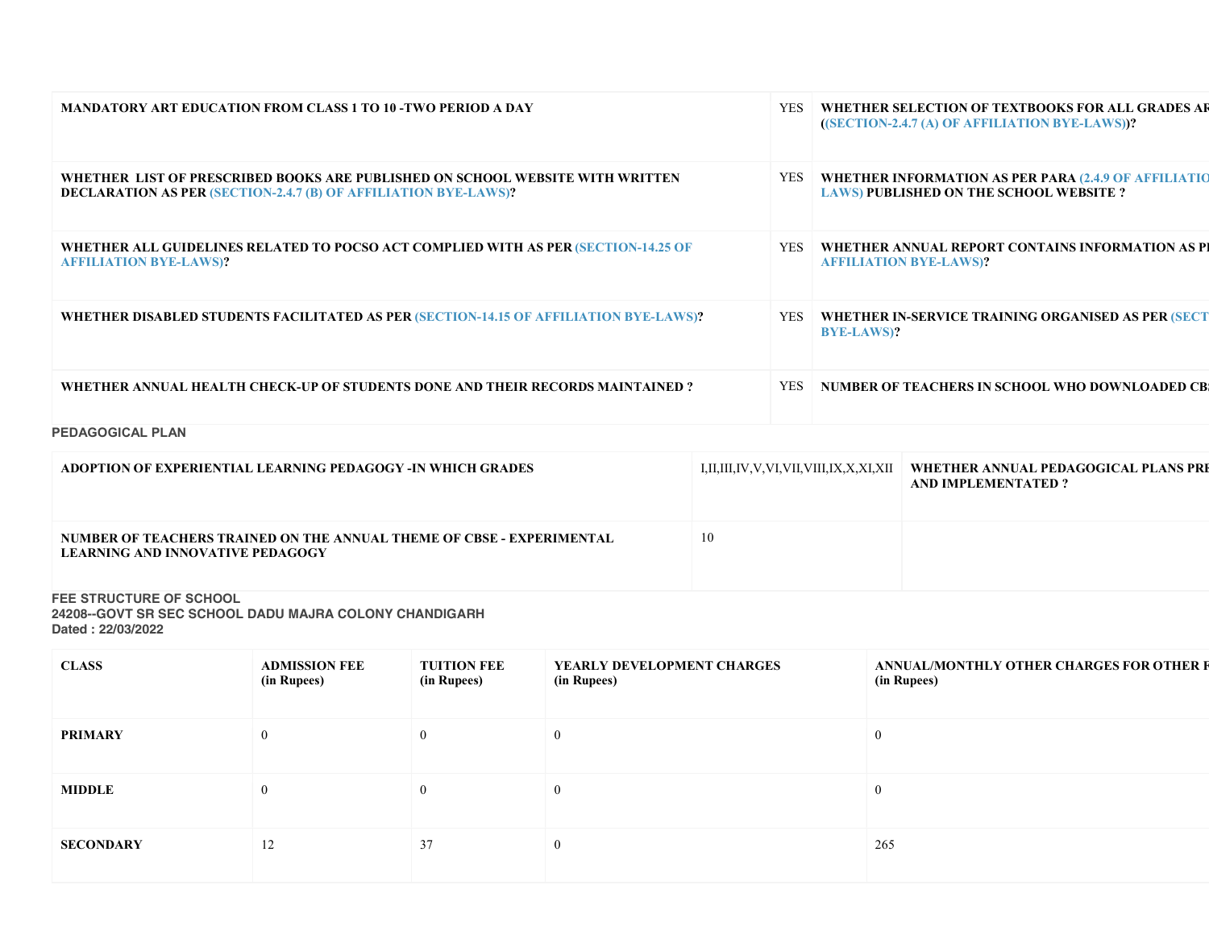| | | | |
|---|---|---|---|
| MANDATORY ART EDUCATION FROM CLASS 1 TO 10 -TWO PERIOD A DAY | YES | WHETHER SELECTION OF TEXTBOOKS FOR ALL GRADES AR ((SECTION-2.4.7 (A) OF AFFILIATION BYE-LAWS))? | |
| WHETHER LIST OF PRESCRIBED BOOKS ARE PUBLISHED ON SCHOOL WEBSITE WITH WRITTEN DECLARATION AS PER (SECTION-2.4.7 (B) OF AFFILIATION BYE-LAWS)? | YES | WHETHER INFORMATION AS PER PARA (2.4.9 OF AFFILIATIO LAWS) PUBLISHED ON THE SCHOOL WEBSITE ? | |
| WHETHER ALL GUIDELINES RELATED TO POCSO ACT COMPLIED WITH AS PER (SECTION-14.25 OF AFFILIATION BYE-LAWS)? | YES | WHETHER ANNUAL REPORT CONTAINS INFORMATION AS PI AFFILIATION BYE-LAWS)? | |
| WHETHER DISABLED STUDENTS FACILITATED AS PER (SECTION-14.15 OF AFFILIATION BYE-LAWS)? | YES | WHETHER IN-SERVICE TRAINING ORGANISED AS PER (SECT BYE-LAWS)? | |
| WHETHER ANNUAL HEALTH CHECK-UP OF STUDENTS DONE AND THEIR RECORDS MAINTAINED ? | YES | NUMBER OF TEACHERS IN SCHOOL WHO DOWNLOADED CB | |

**PEDAGOGICAL PLAN**

| | | | |
|---|---|---|---|
| ADOPTION OF EXPERIENTIAL LEARNING PEDAGOGY -IN WHICH GRADES | I,II,III,IV,V,VI,VII,VIII,IX,X,XI,XII | WHETHER ANNUAL PEDAGOGICAL PLANS PRE AND IMPLEMENTATED ? | |
| NUMBER OF TEACHERS TRAINED ON THE ANNUAL THEME OF CBSE - EXPERIMENTAL LEARNING AND INNOVATIVE PEDAGOGY | 10 | | |

**FEE STRUCTURE OF SCHOOL**
**24208--GOVT SR SEC SCHOOL DADU MAJRA COLONY CHANDIGARH**
**Dated : 22/03/2022**

| CLASS | ADMISSION FEE (in Rupees) | TUITION FEE (in Rupees) | YEARLY DEVELOPMENT CHARGES (in Rupees) | ANNUAL/MONTHLY OTHER CHARGES FOR OTHER F (in Rupees) |
|---|---|---|---|---|
| PRIMARY | 0 | 0 | 0 | 0 |
| MIDDLE | 0 | 0 | 0 | 0 |
| SECONDARY | 12 | 37 | 0 | 265 |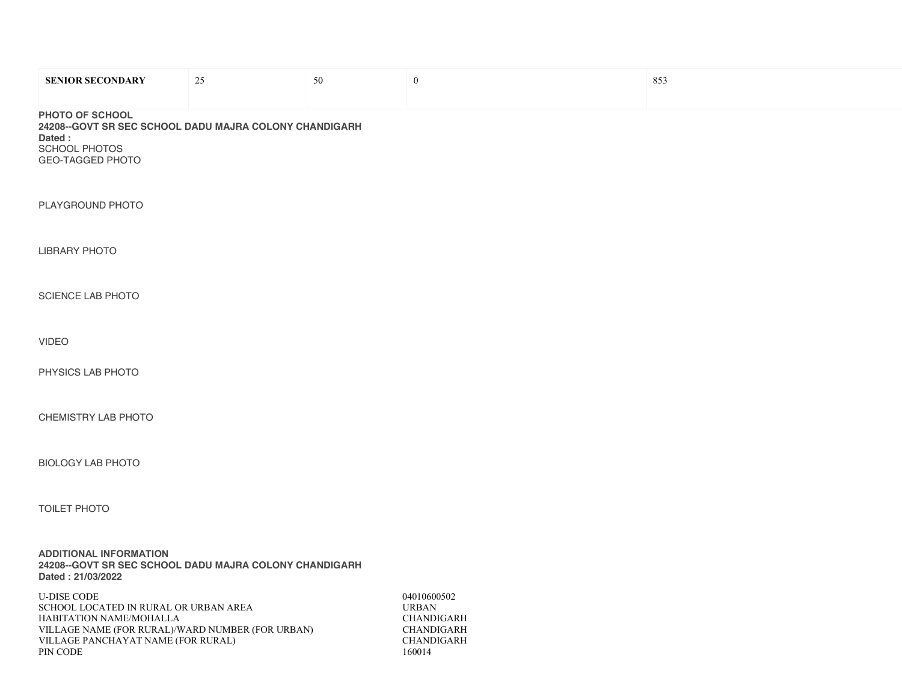| SENIOR SECONDARY | 25 | 50 | 0 | 853 |
|---|---|---|---|---|

**PHOTO OF SCHOOL**
**24208--GOVT SR SEC SCHOOL DADU MAJRA COLONY CHANDIGARH**
**Dated :**
SCHOOL PHOTOS
GEO-TAGGED PHOTO

PLAYGROUND PHOTO

LIBRARY PHOTO

SCIENCE LAB PHOTO

VIDEO

PHYSICS LAB PHOTO

CHEMISTRY LAB PHOTO

BIOLOGY LAB PHOTO

TOILET PHOTO

**ADDITIONAL INFORMATION**
**24208--GOVT SR SEC SCHOOL DADU MAJRA COLONY CHANDIGARH**
**Dated : 21/03/2022**

| | |
|---|---|
| U-DISE CODE | 04010600502 |
| SCHOOL LOCATED IN RURAL OR URBAN AREA | URBAN |
| HABITATION NAME/MOHALLA | CHANDIGARH |
| VILLAGE NAME (FOR RURAL)/WARD NUMBER (FOR URBAN) | CHANDIGARH |
| VILLAGE PANCHAYAT NAME (FOR RURAL) | CHANDIGARH |
| PIN CODE | 160014 |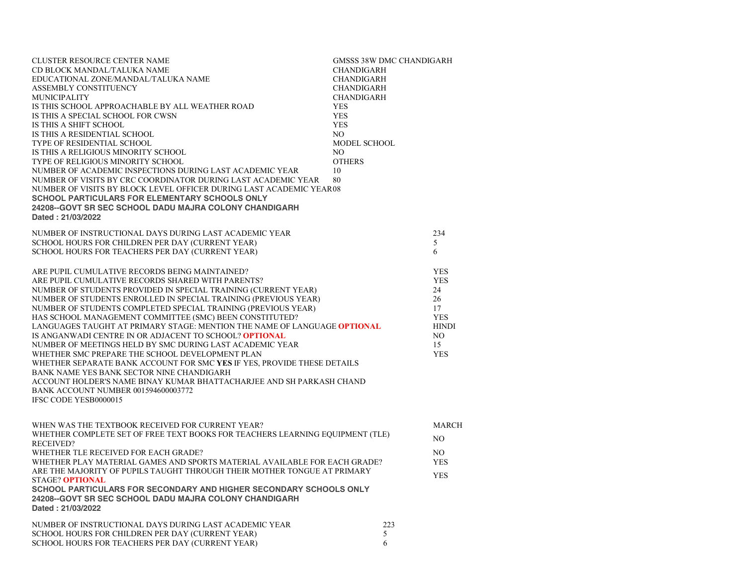| | |
|---|---|
| CLUSTER RESOURCE CENTER NAME | GMSSS 38W DMC CHANDIGARH |
| CD BLOCK MANDAL/TALUKA NAME | CHANDIGARH |
| EDUCATIONAL ZONE/MANDAL/TALUKA NAME | CHANDIGARH |
| ASSEMBLY CONSTITUENCY | CHANDIGARH |
| MUNICIPALITY | CHANDIGARH |
| IS THIS SCHOOL APPROACHABLE BY ALL WEATHER ROAD | YES |
| IS THIS A SPECIAL SCHOOL FOR CWSN | YES |
| IS THIS A SHIFT SCHOOL | YES |
| IS THIS A RESIDENTIAL SCHOOL | NO |
| TYPE OF RESIDENTIAL SCHOOL | MODEL SCHOOL |
| IS THIS A RELIGIOUS MINORITY SCHOOL | NO |
| TYPE OF RELIGIOUS MINORITY SCHOOL | OTHERS |
| NUMBER OF ACADEMIC INSPECTIONS DURING LAST ACADEMIC YEAR | 10 |
| NUMBER OF VISITS BY CRC COORDINATOR DURING LAST ACADEMIC YEAR | 80 |
| NUMBER OF VISITS BY BLOCK LEVEL OFFICER DURING LAST ACADEMIC YEAR | 08 |

**SCHOOL PARTICULARS FOR ELEMENTARY SCHOOLS ONLY**
**24208--GOVT SR SEC SCHOOL DADU MAJRA COLONY CHANDIGARH**
**Dated : 21/03/2022**

| | |
|---|---|
| NUMBER OF INSTRUCTIONAL DAYS DURING LAST ACADEMIC YEAR | 234 |
| SCHOOL HOURS FOR CHILDREN PER DAY (CURRENT YEAR) | 5 |
| SCHOOL HOURS FOR TEACHERS PER DAY (CURRENT YEAR) | 6 |

| | |
|---|---|
| ARE PUPIL CUMULATIVE RECORDS BEING MAINTAINED? | YES |
| ARE PUPIL CUMULATIVE RECORDS SHARED WITH PARENTS? | YES |
| NUMBER OF STUDENTS PROVIDED IN SPECIAL TRAINING (CURRENT YEAR) | 24 |
| NUMBER OF STUDENTS ENROLLED IN SPECIAL TRAINING (PREVIOUS YEAR) | 26 |
| NUMBER OF STUDENTS COMPLETED SPECIAL TRAINING (PREVIOUS YEAR) | 17 |
| HAS SCHOOL MANAGEMENT COMMITTEE (SMC) BEEN CONSTITUTED? | YES |
| LANGUAGES TAUGHT AT PRIMARY STAGE: MENTION THE NAME OF LANGUAGE **OPTIONAL** | HINDI |
| IS ANGANWADI CENTRE IN OR ADJACENT TO SCHOOL? **OPTIONAL** | NO |
| NUMBER OF MEETINGS HELD BY SMC DURING LAST ACADEMIC YEAR | 15 |
| WHETHER SMC PREPARE THE SCHOOL DEVELOPMENT PLAN | YES |

WHETHER SEPARATE BANK ACCOUNT FOR SMC **YES** IF YES, PROVIDE THESE DETAILS
BANK NAME YES BANK SECTOR NINE CHANDIGARH
ACCOUNT HOLDER'S NAME BINAY KUMAR BHATTACHARJEE AND SH PARKASH CHAND
BANK ACCOUNT NUMBER 001594600003772
IFSC CODE YESB0000015

| | |
|---|---|
| WHEN WAS THE TEXTBOOK RECEIVED FOR CURRENT YEAR? | MARCH |
| WHETHER COMPLETE SET OF FREE TEXT BOOKS FOR TEACHERS LEARNING EQUIPMENT (TLE) RECEIVED? | NO |
| WHETHER TLE RECEIVED FOR EACH GRADE? | NO |
| WHETHER PLAY MATERIAL GAMES AND SPORTS MATERIAL AVAILABLE FOR EACH GRADE? | YES |
| ARE THE MAJORITY OF PUPILS TAUGHT THROUGH THEIR MOTHER TONGUE AT PRIMARY STAGE? **OPTIONAL** | YES |

**SCHOOL PARTICULARS FOR SECONDARY AND HIGHER SECONDARY SCHOOLS ONLY**
**24208--GOVT SR SEC SCHOOL DADU MAJRA COLONY CHANDIGARH**
**Dated : 21/03/2022**

| | |
|---|---|
| NUMBER OF INSTRUCTIONAL DAYS DURING LAST ACADEMIC YEAR | 223 |
| SCHOOL HOURS FOR CHILDREN PER DAY (CURRENT YEAR) | 5 |
| SCHOOL HOURS FOR TEACHERS PER DAY (CURRENT YEAR) | 6 |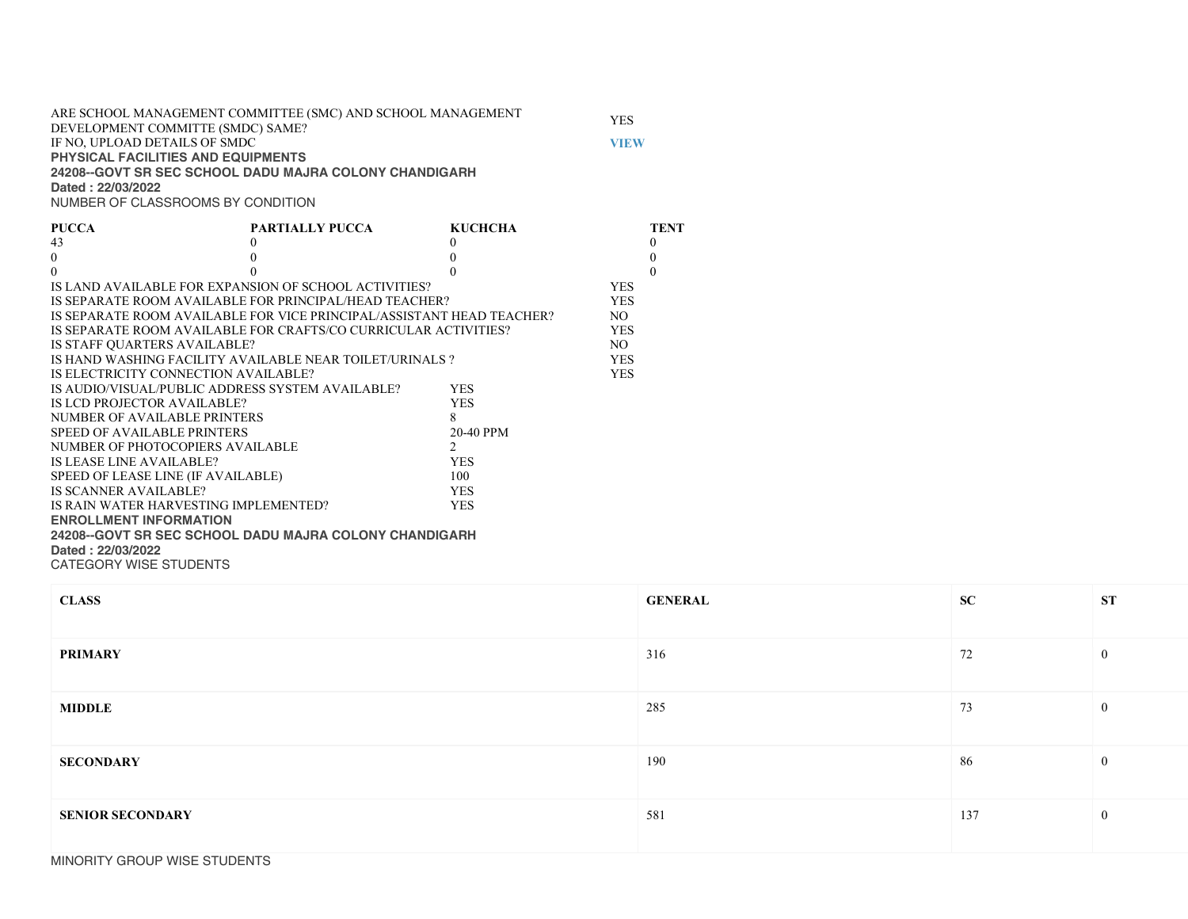| | |
|---|---|
| ARE SCHOOL MANAGEMENT COMMITTEE (SMC) AND SCHOOL MANAGEMENT DEVELOPMENT COMMITTE (SMDC) SAME? | YES |
| IF NO, UPLOAD DETAILS OF SMDC | VIEW |

**PHYSICAL FACILITIES AND EQUIPMENTS**

**24208--GOVT SR SEC SCHOOL DADU MAJRA COLONY CHANDIGARH**

**Dated : 22/03/2022**

NUMBER OF CLASSROOMS BY CONDITION

| PUCCA | PARTIALLY PUCCA | KUCHCHA | TENT |
|---|---|---|---|
| 43 | 0 | 0 | 0 |
| 0 | 0 | 0 | 0 |
| 0 | 0 | 0 | 0 |

| | |
|---|---|
| IS LAND AVAILABLE FOR EXPANSION OF SCHOOL ACTIVITIES? | YES |
| IS SEPARATE ROOM AVAILABLE FOR PRINCIPAL/HEAD TEACHER? | YES |
| IS SEPARATE ROOM AVAILABLE FOR VICE PRINCIPAL/ASSISTANT HEAD TEACHER? | NO |
| IS SEPARATE ROOM AVAILABLE FOR CRAFTS/CO CURRICULAR ACTIVITIES? | YES |
| IS STAFF QUARTERS AVAILABLE? | NO |
| IS HAND WASHING FACILITY AVAILABLE NEAR TOILET/URINALS ? | YES |
| IS ELECTRICITY CONNECTION AVAILABLE? | YES |
| IS AUDIO/VISUAL/PUBLIC ADDRESS SYSTEM AVAILABLE? | YES |
| IS LCD PROJECTOR AVAILABLE? | YES |
| NUMBER OF AVAILABLE PRINTERS | 8 |
| SPEED OF AVAILABLE PRINTERS | 20-40 PPM |
| NUMBER OF PHOTOCOPIERS AVAILABLE | 2 |
| IS LEASE LINE AVAILABLE? | YES |
| SPEED OF LEASE LINE (IF AVAILABLE) | 100 |
| IS SCANNER AVAILABLE? | YES |
| IS RAIN WATER HARVESTING IMPLEMENTED? | YES |

**ENROLLMENT INFORMATION**

**24208--GOVT SR SEC SCHOOL DADU MAJRA COLONY CHANDIGARH**

**Dated : 22/03/2022**

CATEGORY WISE STUDENTS

| CLASS | GENERAL | SC | ST |
|---|---|---|---|
| PRIMARY | 316 | 72 | 0 |
| MIDDLE | 285 | 73 | 0 |
| SECONDARY | 190 | 86 | 0 |
| SENIOR SECONDARY | 581 | 137 | 0 |

MINORITY GROUP WISE STUDENTS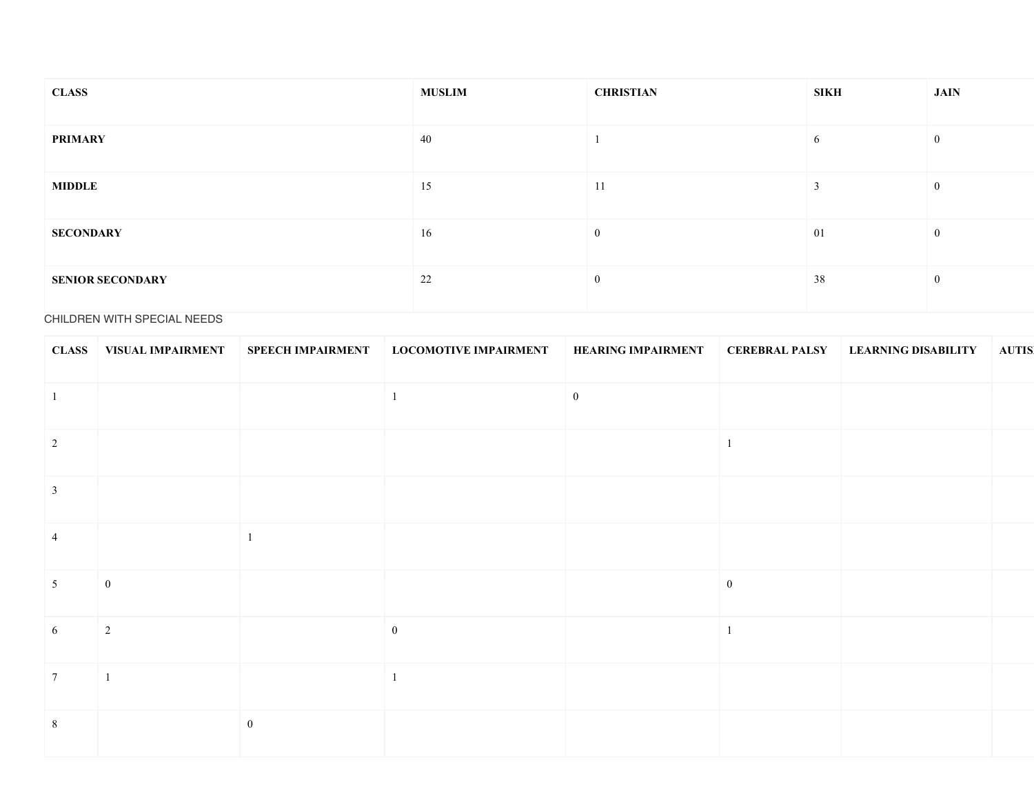| CLASS | MUSLIM | CHRISTIAN | SIKH | JAIN |
|---|---|---|---|---|
| PRIMARY | 40 | 1 | 6 | 0 |
| MIDDLE | 15 | 11 | 3 | 0 |
| SECONDARY | 16 | 0 | 01 | 0 |
| SENIOR SECONDARY | 22 | 0 | 38 | 0 |

CHILDREN WITH SPECIAL NEEDS

| CLASS | VISUAL IMPAIRMENT | SPEECH IMPAIRMENT | LOCOMOTIVE IMPAIRMENT | HEARING IMPAIRMENT | CEREBRAL PALSY | LEARNING DISABILITY | AUTIS |
|---|---|---|---|---|---|---|---|
| 1 | | | 1 | 0 | | | |
| 2 | | | | | 1 | | |
| 3 | | | | | | | |
| 4 | | 1 | | | | | |
| 5 | 0 | | | | 0 | | |
| 6 | 2 | | 0 | | 1 | | |
| 7 | 1 | | 1 | | | | |
| 8 | | 0 | | | | | |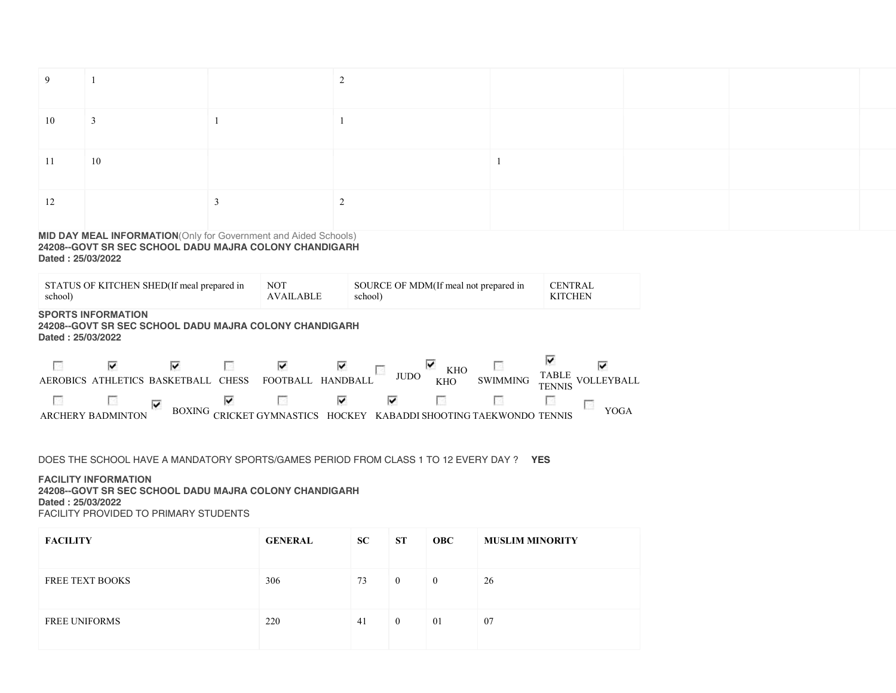| | | | | | | | |
|---|---|---|---|---|---|---|---|
| 9 | 1 | | 2 | | | | |
| 10 | 3 | 1 | 1 | | | | |
| 11 | 10 | | | 1 | | | |
| 12 | | 3 | 2 | | | | |

**MID DAY MEAL INFORMATION**(Only for Government and Aided Schools)
**24208--GOVT SR SEC SCHOOL DADU MAJRA COLONY CHANDIGARH**
**Dated : 25/03/2022**

| STATUS OF KITCHEN SHED(If meal prepared in school) | NOT AVAILABLE | SOURCE OF MDM(If meal not prepared in school) | CENTRAL KITCHEN |
|---|---|---|---|

**SPORTS INFORMATION**
**24208--GOVT SR SEC SCHOOL DADU MAJRA COLONY CHANDIGARH**
**Dated : 25/03/2022**

- [ ] AEROBICS
- [x] ATHLETICS
- [x] BASKETBALL
- [ ] CHESS
- [x] FOOTBALL
- [x] HANDBALL
- [ ] JUDO
- [x] KHO KHO
- [ ] SWIMMING
- [x] TABLE TENNIS
- [x] VOLLEYBALL
- [ ] ARCHERY
- [ ] BADMINTON
- [x] BOXING
- [x] CRICKET
- [ ] GYMNASTICS
- [x] HOCKEY
- [x] KABADDI
- [ ] SHOOTING
- [ ] TAEKWONDO
- [ ] TENNIS
- [ ] YOGA

DOES THE SCHOOL HAVE A MANDATORY SPORTS/GAMES PERIOD FROM CLASS 1 TO 12 EVERY DAY ? **YES**

**FACILITY INFORMATION**
**24208--GOVT SR SEC SCHOOL DADU MAJRA COLONY CHANDIGARH**
**Dated : 25/03/2022**
FACILITY PROVIDED TO PRIMARY STUDENTS

| FACILITY | GENERAL | SC | ST | OBC | MUSLIM MINORITY |
|---|---|---|---|---|---|
| FREE TEXT BOOKS | 306 | 73 | 0 | 0 | 26 |
| FREE UNIFORMS | 220 | 41 | 0 | 01 | 07 |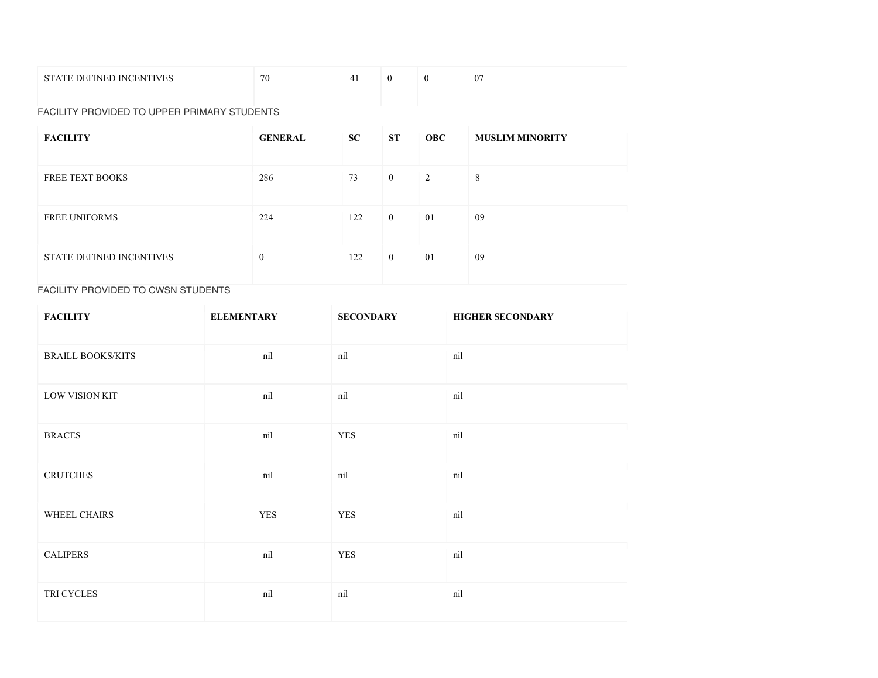| | | | | | |
|---|---|---|---|---|---|
| STATE DEFINED INCENTIVES | 70 | 41 | 0 | 0 | 07 |

FACILITY PROVIDED TO UPPER PRIMARY STUDENTS

| FACILITY | GENERAL | SC | ST | OBC | MUSLIM MINORITY |
|---|---|---|---|---|---|
| FREE TEXT BOOKS | 286 | 73 | 0 | 2 | 8 |
| FREE UNIFORMS | 224 | 122 | 0 | 01 | 09 |
| STATE DEFINED INCENTIVES | 0 | 122 | 0 | 01 | 09 |

FACILITY PROVIDED TO CWSN STUDENTS

| FACILITY | ELEMENTARY | SECONDARY | HIGHER SECONDARY |
|---|---|---|---|
| BRAILL BOOKS/KITS | nil | nil | nil |
| LOW VISION KIT | nil | nil | nil |
| BRACES | nil | YES | nil |
| CRUTCHES | nil | nil | nil |
| WHEEL CHAIRS | YES | YES | nil |
| CALIPERS | nil | YES | nil |
| TRI CYCLES | nil | nil | nil |